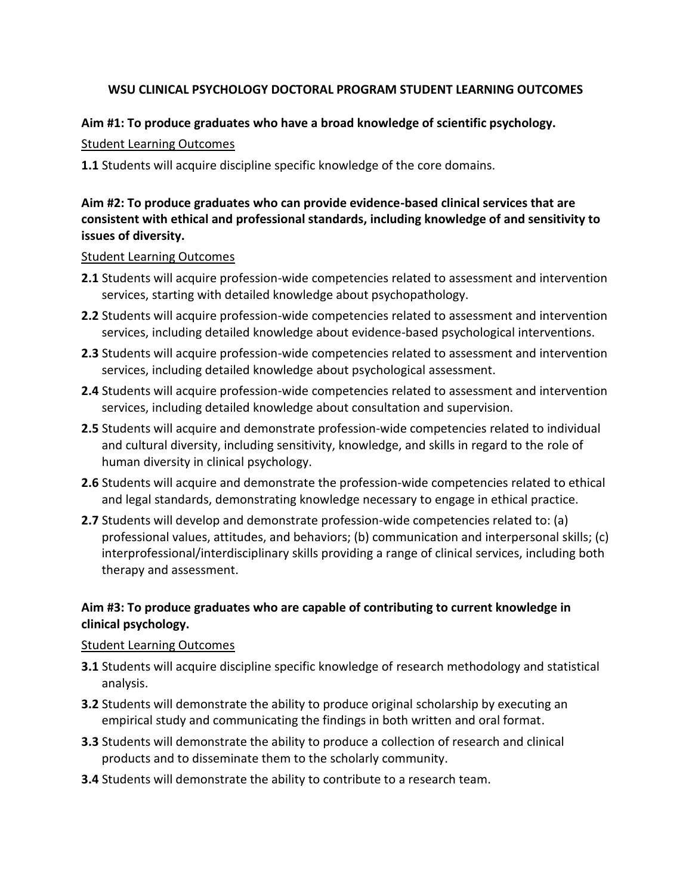# WSU CLINICAL PSYCHOLOGY DOCTORAL PROGRAM STUDENT LEARNING OUTCOMES

## Aim #1: To produce graduates who have a broad knowledge of scientific psychology.

<u>Student Learning Outcomes</u>

**1.1** Students will acquire discipline specific knowledge of the core domains.

## Aim #2: To produce graduates who can provide evidence-based clinical services that are consistent with ethical and professional standards, including knowledge of and sensitivity to issues of diversity.

<u>Student Learning Outcomes</u>

**2.1** Students will acquire profession-wide competencies related to assessment and intervention services, starting with detailed knowledge about psychopathology.

**2.2** Students will acquire profession-wide competencies related to assessment and intervention services, including detailed knowledge about evidence-based psychological interventions.

**2.3** Students will acquire profession-wide competencies related to assessment and intervention services, including detailed knowledge about psychological assessment.

**2.4** Students will acquire profession-wide competencies related to assessment and intervention services, including detailed knowledge about consultation and supervision.

**2.5** Students will acquire and demonstrate profession-wide competencies related to individual and cultural diversity, including sensitivity, knowledge, and skills in regard to the role of human diversity in clinical psychology.

**2.6** Students will acquire and demonstrate the profession-wide competencies related to ethical and legal standards, demonstrating knowledge necessary to engage in ethical practice.

**2.7** Students will develop and demonstrate profession-wide competencies related to: (a) professional values, attitudes, and behaviors; (b) communication and interpersonal skills; (c) interprofessional/interdisciplinary skills providing a range of clinical services, including both therapy and assessment.

## Aim #3: To produce graduates who are capable of contributing to current knowledge in clinical psychology.

<u>Student Learning Outcomes</u>

**3.1** Students will acquire discipline specific knowledge of research methodology and statistical analysis.

**3.2** Students will demonstrate the ability to produce original scholarship by executing an empirical study and communicating the findings in both written and oral format.

**3.3** Students will demonstrate the ability to produce a collection of research and clinical products and to disseminate them to the scholarly community.

**3.4** Students will demonstrate the ability to contribute to a research team.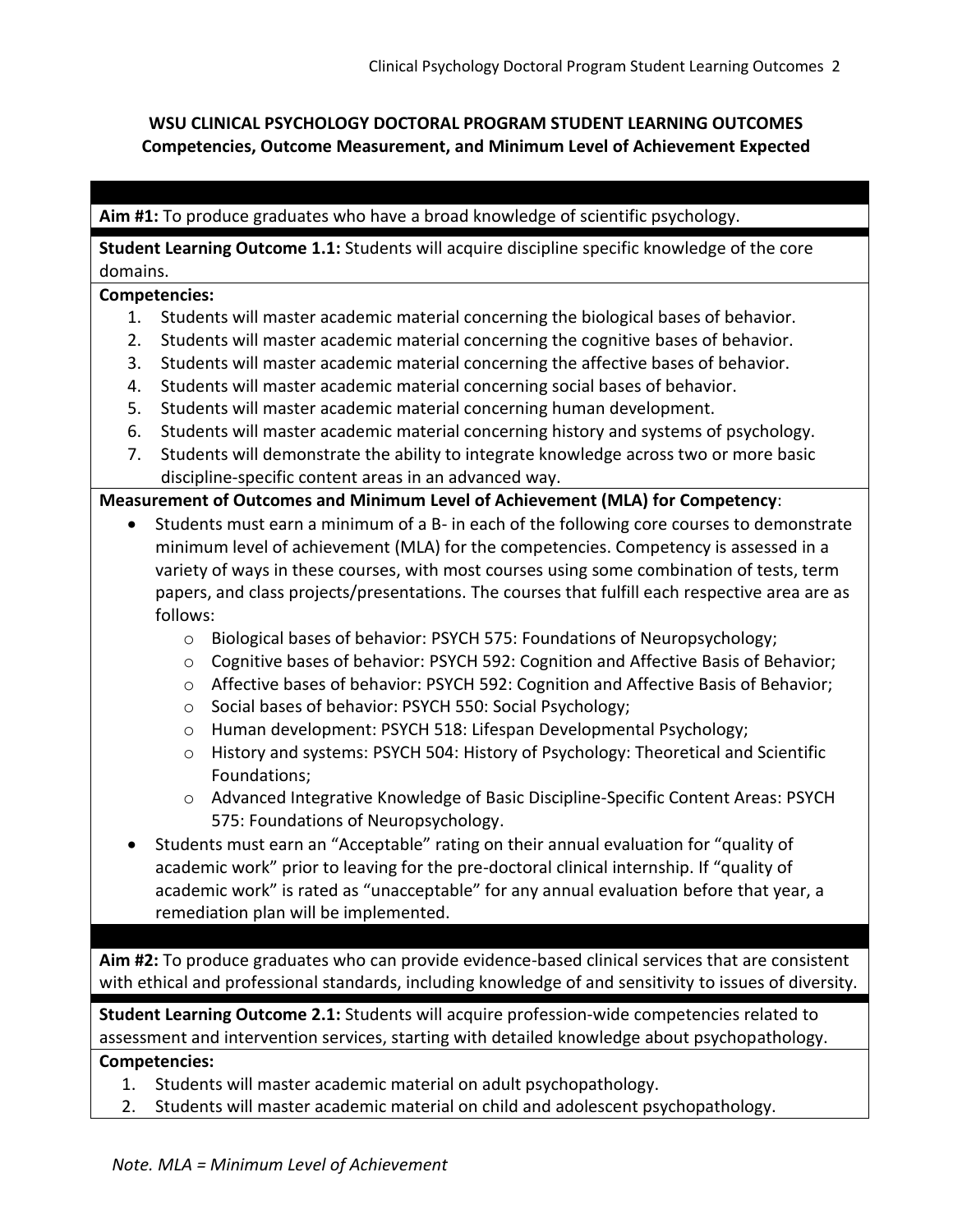## WSU CLINICAL PSYCHOLOGY DOCTORAL PROGRAM STUDENT LEARNING OUTCOMES

### Competencies, Outcome Measurement, and Minimum Level of Achievement Expected

**Aim #1:** To produce graduates who have a broad knowledge of scientific psychology.

**Student Learning Outcome 1.1:** Students will acquire discipline specific knowledge of the core domains.

**Competencies:**

1. Students will master academic material concerning the biological bases of behavior.
2. Students will master academic material concerning the cognitive bases of behavior.
3. Students will master academic material concerning the affective bases of behavior.
4. Students will master academic material concerning social bases of behavior.
5. Students will master academic material concerning human development.
6. Students will master academic material concerning history and systems of psychology.
7. Students will demonstrate the ability to integrate knowledge across two or more basic discipline-specific content areas in an advanced way.

**Measurement of Outcomes and Minimum Level of Achievement (MLA) for Competency**:

- Students must earn a minimum of a B- in each of the following core courses to demonstrate minimum level of achievement (MLA) for the competencies. Competency is assessed in a variety of ways in these courses, with most courses using some combination of tests, term papers, and class projects/presentations. The courses that fulfill each respective area are as follows:
    - Biological bases of behavior: PSYCH 575: Foundations of Neuropsychology;
    - Cognitive bases of behavior: PSYCH 592: Cognition and Affective Basis of Behavior;
    - Affective bases of behavior: PSYCH 592: Cognition and Affective Basis of Behavior;
    - Social bases of behavior: PSYCH 550: Social Psychology;
    - Human development: PSYCH 518: Lifespan Developmental Psychology;
    - History and systems: PSYCH 504: History of Psychology: Theoretical and Scientific Foundations;
    - Advanced Integrative Knowledge of Basic Discipline-Specific Content Areas: PSYCH 575: Foundations of Neuropsychology.
- Students must earn an "Acceptable" rating on their annual evaluation for "quality of academic work" prior to leaving for the pre-doctoral clinical internship. If "quality of academic work" is rated as "unacceptable" for any annual evaluation before that year, a remediation plan will be implemented.

**Aim #2:** To produce graduates who can provide evidence-based clinical services that are consistent with ethical and professional standards, including knowledge of and sensitivity to issues of diversity.

**Student Learning Outcome 2.1:** Students will acquire profession-wide competencies related to assessment and intervention services, starting with detailed knowledge about psychopathology.

**Competencies:**

1. Students will master academic material on adult psychopathology.
2. Students will master academic material on child and adolescent psychopathology.

*Note. MLA = Minimum Level of Achievement*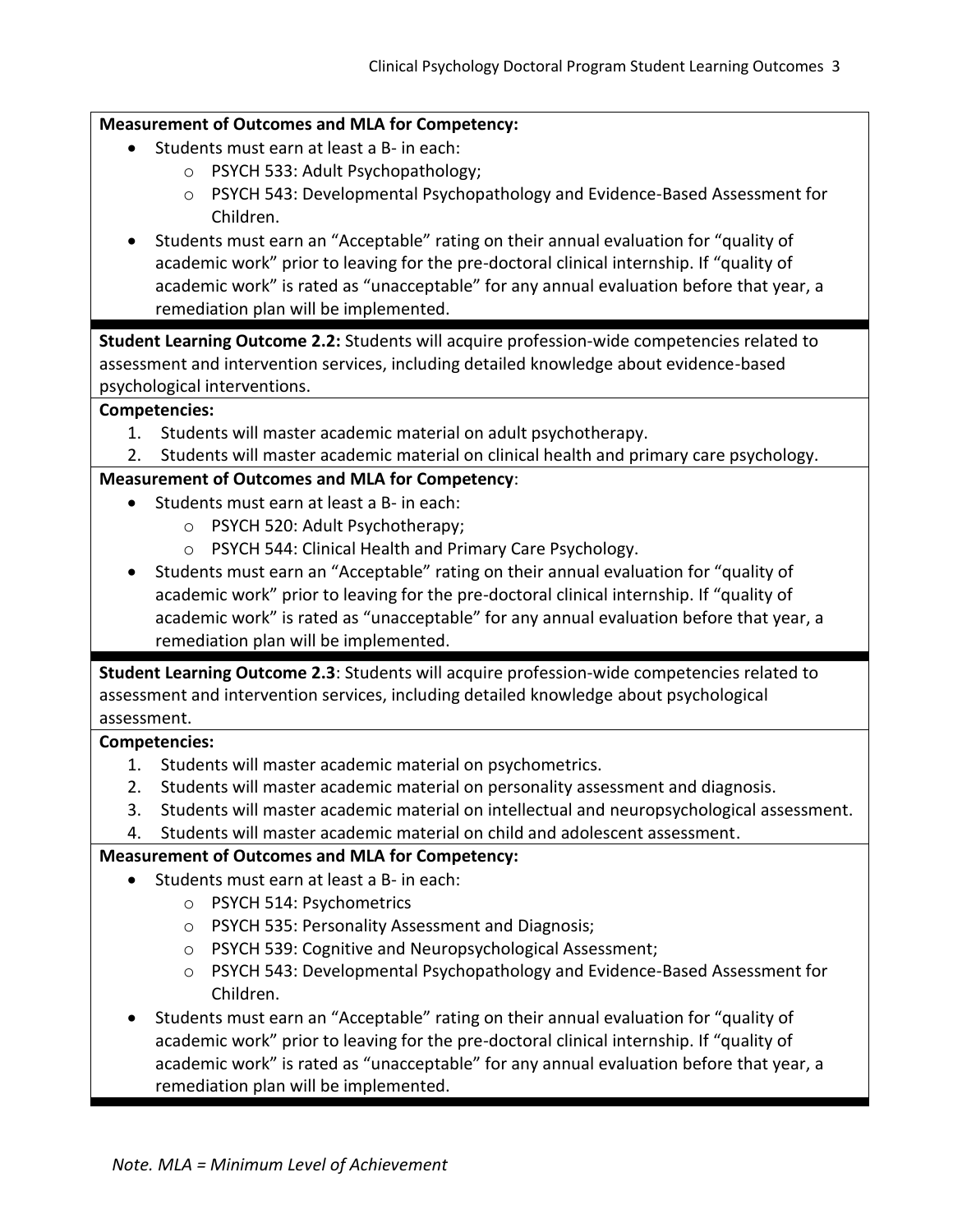**Measurement of Outcomes and MLA for Competency:**

- Students must earn at least a B- in each:
  - PSYCH 533: Adult Psychopathology;
  - PSYCH 543: Developmental Psychopathology and Evidence-Based Assessment for Children.
- Students must earn an "Acceptable" rating on their annual evaluation for "quality of academic work" prior to leaving for the pre-doctoral clinical internship. If "quality of academic work" is rated as "unacceptable" for any annual evaluation before that year, a remediation plan will be implemented.

**Student Learning Outcome 2.2:** Students will acquire profession-wide competencies related to assessment and intervention services, including detailed knowledge about evidence-based psychological interventions.

**Competencies:**

1. Students will master academic material on adult psychotherapy.
2. Students will master academic material on clinical health and primary care psychology.

**Measurement of Outcomes and MLA for Competency**:

- Students must earn at least a B- in each:
  - PSYCH 520: Adult Psychotherapy;
  - PSYCH 544: Clinical Health and Primary Care Psychology.
- Students must earn an "Acceptable" rating on their annual evaluation for "quality of academic work" prior to leaving for the pre-doctoral clinical internship. If "quality of academic work" is rated as "unacceptable" for any annual evaluation before that year, a remediation plan will be implemented.

**Student Learning Outcome 2.3**: Students will acquire profession-wide competencies related to assessment and intervention services, including detailed knowledge about psychological assessment.

**Competencies:**

1. Students will master academic material on psychometrics.
2. Students will master academic material on personality assessment and diagnosis.
3. Students will master academic material on intellectual and neuropsychological assessment.
4. Students will master academic material on child and adolescent assessment.

**Measurement of Outcomes and MLA for Competency:**

- Students must earn at least a B- in each:
  - PSYCH 514: Psychometrics
  - PSYCH 535: Personality Assessment and Diagnosis;
  - PSYCH 539: Cognitive and Neuropsychological Assessment;
  - PSYCH 543: Developmental Psychopathology and Evidence-Based Assessment for Children.
- Students must earn an "Acceptable" rating on their annual evaluation for "quality of academic work" prior to leaving for the pre-doctoral clinical internship. If "quality of academic work" is rated as "unacceptable" for any annual evaluation before that year, a remediation plan will be implemented.

*Note. MLA = Minimum Level of Achievement*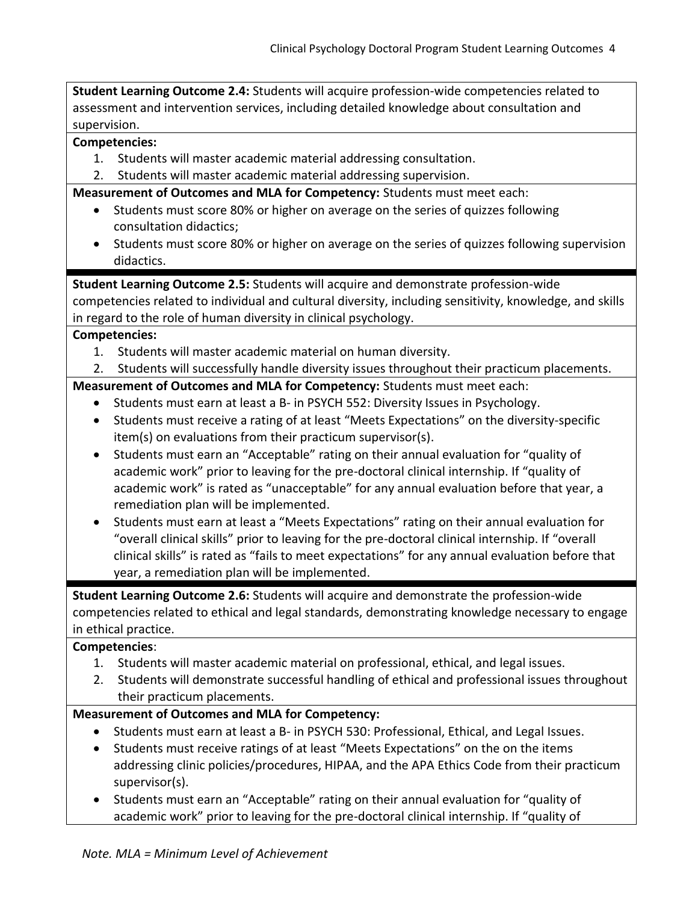**Student Learning Outcome 2.4:** Students will acquire profession-wide competencies related to assessment and intervention services, including detailed knowledge about consultation and supervision.

**Competencies:**

1. Students will master academic material addressing consultation.
2. Students will master academic material addressing supervision.

**Measurement of Outcomes and MLA for Competency:** Students must meet each:

- Students must score 80% or higher on average on the series of quizzes following consultation didactics;
- Students must score 80% or higher on average on the series of quizzes following supervision didactics.

---

**Student Learning Outcome 2.5:** Students will acquire and demonstrate profession-wide competencies related to individual and cultural diversity, including sensitivity, knowledge, and skills in regard to the role of human diversity in clinical psychology.

**Competencies:**

1. Students will master academic material on human diversity.
2. Students will successfully handle diversity issues throughout their practicum placements.

**Measurement of Outcomes and MLA for Competency:** Students must meet each:

- Students must earn at least a B- in PSYCH 552: Diversity Issues in Psychology.
- Students must receive a rating of at least "Meets Expectations" on the diversity-specific item(s) on evaluations from their practicum supervisor(s).
- Students must earn an "Acceptable" rating on their annual evaluation for "quality of academic work" prior to leaving for the pre-doctoral clinical internship. If "quality of academic work" is rated as "unacceptable" for any annual evaluation before that year, a remediation plan will be implemented.
- Students must earn at least a "Meets Expectations" rating on their annual evaluation for "overall clinical skills" prior to leaving for the pre-doctoral clinical internship. If "overall clinical skills" is rated as "fails to meet expectations" for any annual evaluation before that year, a remediation plan will be implemented.

---

**Student Learning Outcome 2.6:** Students will acquire and demonstrate the profession-wide competencies related to ethical and legal standards, demonstrating knowledge necessary to engage in ethical practice.

**Competencies**:

1. Students will master academic material on professional, ethical, and legal issues.
2. Students will demonstrate successful handling of ethical and professional issues throughout their practicum placements.

**Measurement of Outcomes and MLA for Competency:**

- Students must earn at least a B- in PSYCH 530: Professional, Ethical, and Legal Issues.
- Students must receive ratings of at least "Meets Expectations" on the on the items addressing clinic policies/procedures, HIPAA, and the APA Ethics Code from their practicum supervisor(s).
- Students must earn an "Acceptable" rating on their annual evaluation for "quality of academic work" prior to leaving for the pre-doctoral clinical internship. If "quality of

*Note. MLA = Minimum Level of Achievement*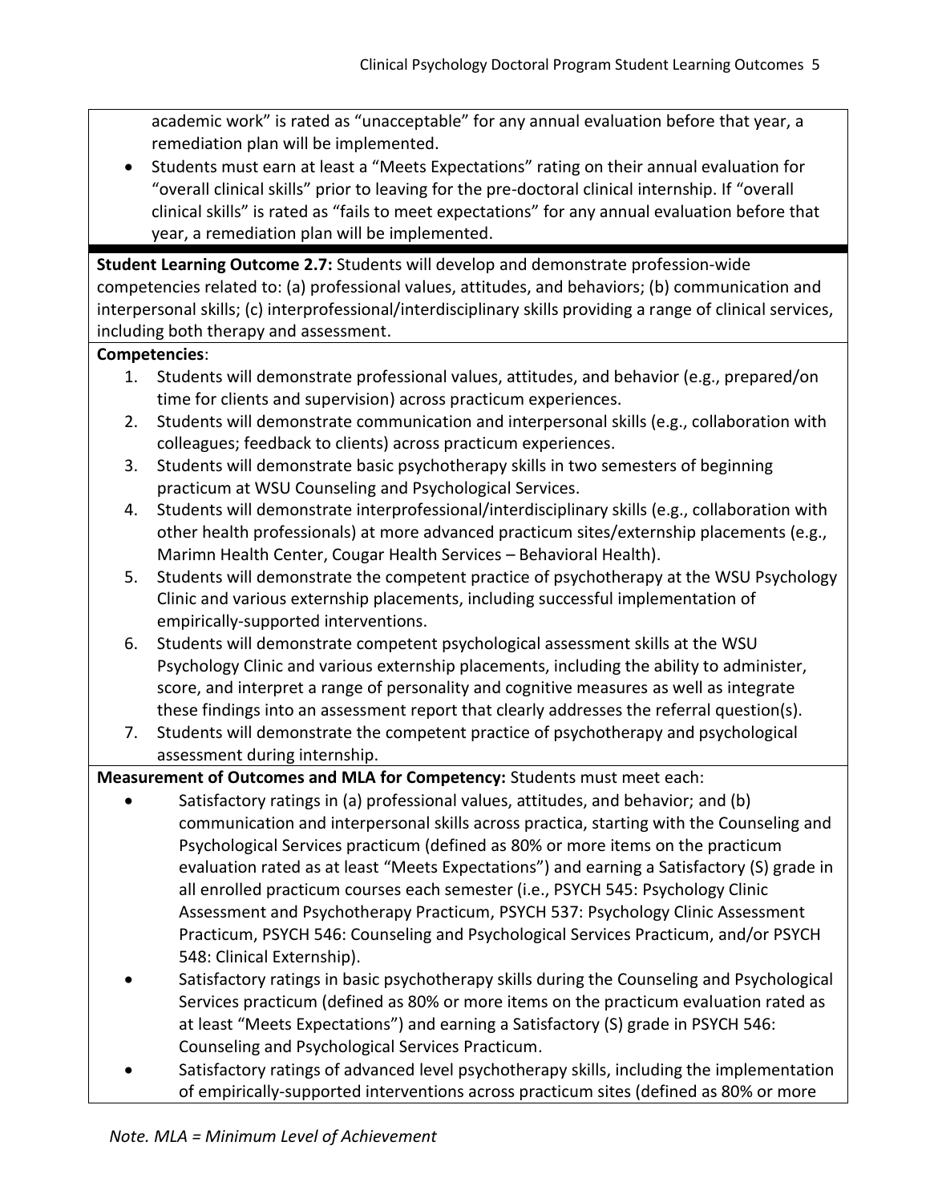academic work" is rated as "unacceptable" for any annual evaluation before that year, a remediation plan will be implemented.

- Students must earn at least a "Meets Expectations" rating on their annual evaluation for "overall clinical skills" prior to leaving for the pre-doctoral clinical internship. If "overall clinical skills" is rated as "fails to meet expectations" for any annual evaluation before that year, a remediation plan will be implemented.

**Student Learning Outcome 2.7:** Students will develop and demonstrate profession-wide competencies related to: (a) professional values, attitudes, and behaviors; (b) communication and interpersonal skills; (c) interprofessional/interdisciplinary skills providing a range of clinical services, including both therapy and assessment.

**Competencies**:

1. Students will demonstrate professional values, attitudes, and behavior (e.g., prepared/on time for clients and supervision) across practicum experiences.
2. Students will demonstrate communication and interpersonal skills (e.g., collaboration with colleagues; feedback to clients) across practicum experiences.
3. Students will demonstrate basic psychotherapy skills in two semesters of beginning practicum at WSU Counseling and Psychological Services.
4. Students will demonstrate interprofessional/interdisciplinary skills (e.g., collaboration with other health professionals) at more advanced practicum sites/externship placements (e.g., Marimn Health Center, Cougar Health Services – Behavioral Health).
5. Students will demonstrate the competent practice of psychotherapy at the WSU Psychology Clinic and various externship placements, including successful implementation of empirically-supported interventions.
6. Students will demonstrate competent psychological assessment skills at the WSU Psychology Clinic and various externship placements, including the ability to administer, score, and interpret a range of personality and cognitive measures as well as integrate these findings into an assessment report that clearly addresses the referral question(s).
7. Students will demonstrate the competent practice of psychotherapy and psychological assessment during internship.

**Measurement of Outcomes and MLA for Competency:** Students must meet each:

- Satisfactory ratings in (a) professional values, attitudes, and behavior; and (b) communication and interpersonal skills across practica, starting with the Counseling and Psychological Services practicum (defined as 80% or more items on the practicum evaluation rated as at least "Meets Expectations") and earning a Satisfactory (S) grade in all enrolled practicum courses each semester (i.e., PSYCH 545: Psychology Clinic Assessment and Psychotherapy Practicum, PSYCH 537: Psychology Clinic Assessment Practicum, PSYCH 546: Counseling and Psychological Services Practicum, and/or PSYCH 548: Clinical Externship).
- Satisfactory ratings in basic psychotherapy skills during the Counseling and Psychological Services practicum (defined as 80% or more items on the practicum evaluation rated as at least "Meets Expectations") and earning a Satisfactory (S) grade in PSYCH 546: Counseling and Psychological Services Practicum.
- Satisfactory ratings of advanced level psychotherapy skills, including the implementation of empirically-supported interventions across practicum sites (defined as 80% or more

*Note. MLA = Minimum Level of Achievement*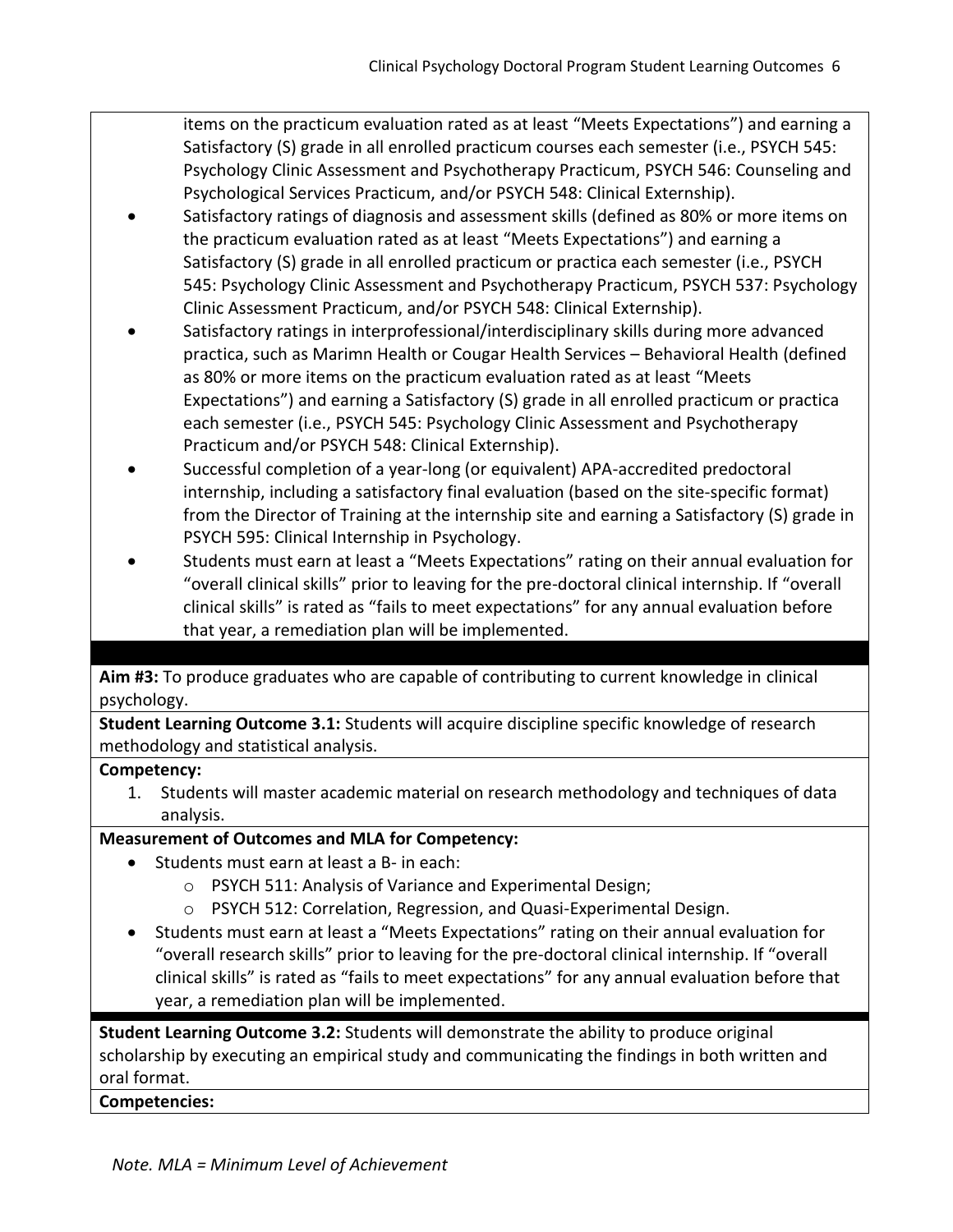items on the practicum evaluation rated as at least "Meets Expectations") and earning a Satisfactory (S) grade in all enrolled practicum courses each semester (i.e., PSYCH 545: Psychology Clinic Assessment and Psychotherapy Practicum, PSYCH 546: Counseling and Psychological Services Practicum, and/or PSYCH 548: Clinical Externship).

- Satisfactory ratings of diagnosis and assessment skills (defined as 80% or more items on the practicum evaluation rated as at least "Meets Expectations") and earning a Satisfactory (S) grade in all enrolled practicum or practica each semester (i.e., PSYCH 545: Psychology Clinic Assessment and Psychotherapy Practicum, PSYCH 537: Psychology Clinic Assessment Practicum, and/or PSYCH 548: Clinical Externship).
- Satisfactory ratings in interprofessional/interdisciplinary skills during more advanced practica, such as Marimn Health or Cougar Health Services – Behavioral Health (defined as 80% or more items on the practicum evaluation rated as at least "Meets Expectations") and earning a Satisfactory (S) grade in all enrolled practicum or practica each semester (i.e., PSYCH 545: Psychology Clinic Assessment and Psychotherapy Practicum and/or PSYCH 548: Clinical Externship).
- Successful completion of a year-long (or equivalent) APA-accredited predoctoral internship, including a satisfactory final evaluation (based on the site-specific format) from the Director of Training at the internship site and earning a Satisfactory (S) grade in PSYCH 595: Clinical Internship in Psychology.
- Students must earn at least a "Meets Expectations" rating on their annual evaluation for "overall clinical skills" prior to leaving for the pre-doctoral clinical internship. If "overall clinical skills" is rated as "fails to meet expectations" for any annual evaluation before that year, a remediation plan will be implemented.

**Aim #3:** To produce graduates who are capable of contributing to current knowledge in clinical psychology.

**Student Learning Outcome 3.1:** Students will acquire discipline specific knowledge of research methodology and statistical analysis.

**Competency:**

1. Students will master academic material on research methodology and techniques of data analysis.

**Measurement of Outcomes and MLA for Competency:**

- Students must earn at least a B- in each:
  - PSYCH 511: Analysis of Variance and Experimental Design;
  - PSYCH 512: Correlation, Regression, and Quasi-Experimental Design.
- Students must earn at least a "Meets Expectations" rating on their annual evaluation for "overall research skills" prior to leaving for the pre-doctoral clinical internship. If "overall clinical skills" is rated as "fails to meet expectations" for any annual evaluation before that year, a remediation plan will be implemented.

**Student Learning Outcome 3.2:** Students will demonstrate the ability to produce original scholarship by executing an empirical study and communicating the findings in both written and oral format.

**Competencies:**

*Note. MLA = Minimum Level of Achievement*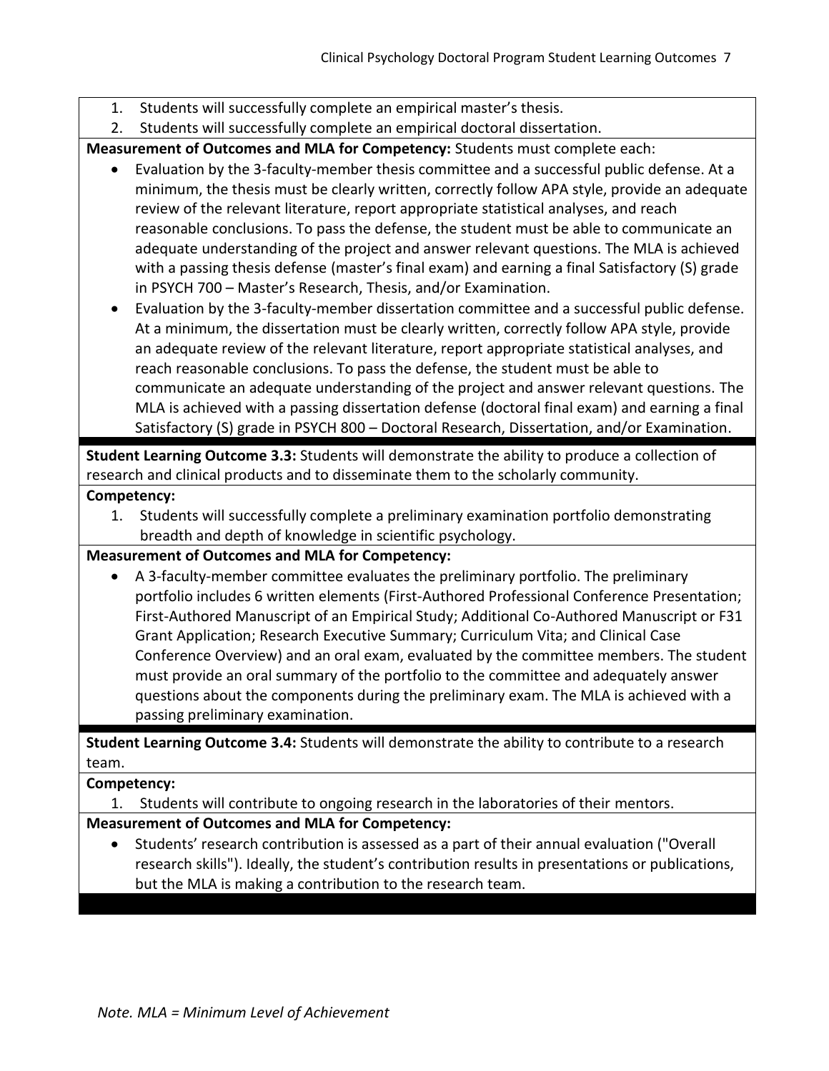1. Students will successfully complete an empirical master's thesis.
2. Students will successfully complete an empirical doctoral dissertation.

**Measurement of Outcomes and MLA for Competency:** Students must complete each:

- Evaluation by the 3-faculty-member thesis committee and a successful public defense. At a minimum, the thesis must be clearly written, correctly follow APA style, provide an adequate review of the relevant literature, report appropriate statistical analyses, and reach reasonable conclusions. To pass the defense, the student must be able to communicate an adequate understanding of the project and answer relevant questions. The MLA is achieved with a passing thesis defense (master's final exam) and earning a final Satisfactory (S) grade in PSYCH 700 – Master's Research, Thesis, and/or Examination.
- Evaluation by the 3-faculty-member dissertation committee and a successful public defense. At a minimum, the dissertation must be clearly written, correctly follow APA style, provide an adequate review of the relevant literature, report appropriate statistical analyses, and reach reasonable conclusions. To pass the defense, the student must be able to communicate an adequate understanding of the project and answer relevant questions. The MLA is achieved with a passing dissertation defense (doctoral final exam) and earning a final Satisfactory (S) grade in PSYCH 800 – Doctoral Research, Dissertation, and/or Examination.

**Student Learning Outcome 3.3:** Students will demonstrate the ability to produce a collection of research and clinical products and to disseminate them to the scholarly community.

**Competency:**

1. Students will successfully complete a preliminary examination portfolio demonstrating breadth and depth of knowledge in scientific psychology.

**Measurement of Outcomes and MLA for Competency:**

- A 3-faculty-member committee evaluates the preliminary portfolio. The preliminary portfolio includes 6 written elements (First-Authored Professional Conference Presentation; First-Authored Manuscript of an Empirical Study; Additional Co-Authored Manuscript or F31 Grant Application; Research Executive Summary; Curriculum Vita; and Clinical Case Conference Overview) and an oral exam, evaluated by the committee members. The student must provide an oral summary of the portfolio to the committee and adequately answer questions about the components during the preliminary exam. The MLA is achieved with a passing preliminary examination.

**Student Learning Outcome 3.4:** Students will demonstrate the ability to contribute to a research team.

**Competency:**

1. Students will contribute to ongoing research in the laboratories of their mentors.

**Measurement of Outcomes and MLA for Competency:**

- Students' research contribution is assessed as a part of their annual evaluation ("Overall research skills"). Ideally, the student's contribution results in presentations or publications, but the MLA is making a contribution to the research team.

*Note. MLA = Minimum Level of Achievement*